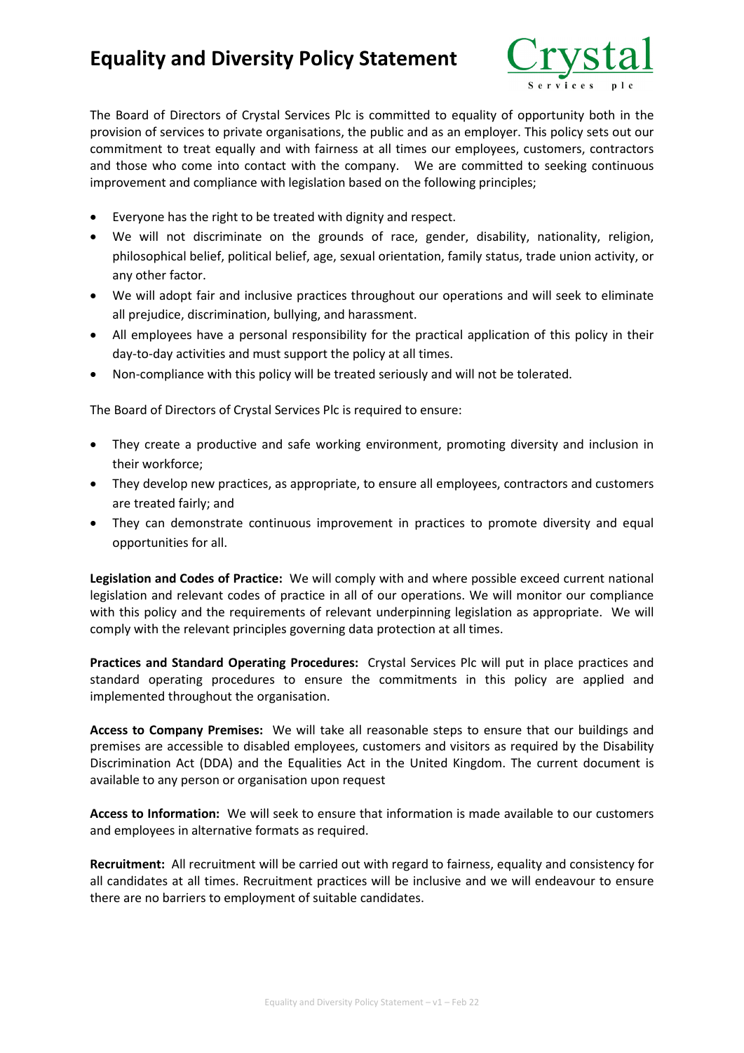# Equality and Diversity Policy Statement

Crystal Services plc

The Board of Directors of Crystal Services Plc is committed to equality of opportunity both in the provision of services to private organisations, the public and as an employer. This policy sets out our commitment to treat equally and with fairness at all times our employees, customers, contractors and those who come into contact with the company. We are committed to seeking continuous improvement and compliance with legislation based on the following principles;

- Everyone has the right to be treated with dignity and respect.
- We will not discriminate on the grounds of race, gender, disability, nationality, religion, philosophical belief, political belief, age, sexual orientation, family status, trade union activity, or any other factor.
- We will adopt fair and inclusive practices throughout our operations and will seek to eliminate all prejudice, discrimination, bullying, and harassment.
- All employees have a personal responsibility for the practical application of this policy in their day-to-day activities and must support the policy at all times.
- Non-compliance with this policy will be treated seriously and will not be tolerated.

The Board of Directors of Crystal Services Plc is required to ensure:

- They create a productive and safe working environment, promoting diversity and inclusion in their workforce;
- They develop new practices, as appropriate, to ensure all employees, contractors and customers are treated fairly; and
- They can demonstrate continuous improvement in practices to promote diversity and equal opportunities for all.

**Legislation and Codes of Practice:** We will comply with and where possible exceed current national legislation and relevant codes of practice in all of our operations. We will monitor our compliance with this policy and the requirements of relevant underpinning legislation as appropriate. We will comply with the relevant principles governing data protection at all times.

**Practices and Standard Operating Procedures:** Crystal Services Plc will put in place practices and standard operating procedures to ensure the commitments in this policy are applied and implemented throughout the organisation.

**Access to Company Premises:** We will take all reasonable steps to ensure that our buildings and premises are accessible to disabled employees, customers and visitors as required by the Disability Discrimination Act (DDA) and the Equalities Act in the United Kingdom. The current document is available to any person or organisation upon request

**Access to Information:** We will seek to ensure that information is made available to our customers and employees in alternative formats as required.

**Recruitment:** All recruitment will be carried out with regard to fairness, equality and consistency for all candidates at all times. Recruitment practices will be inclusive and we will endeavour to ensure there are no barriers to employment of suitable candidates.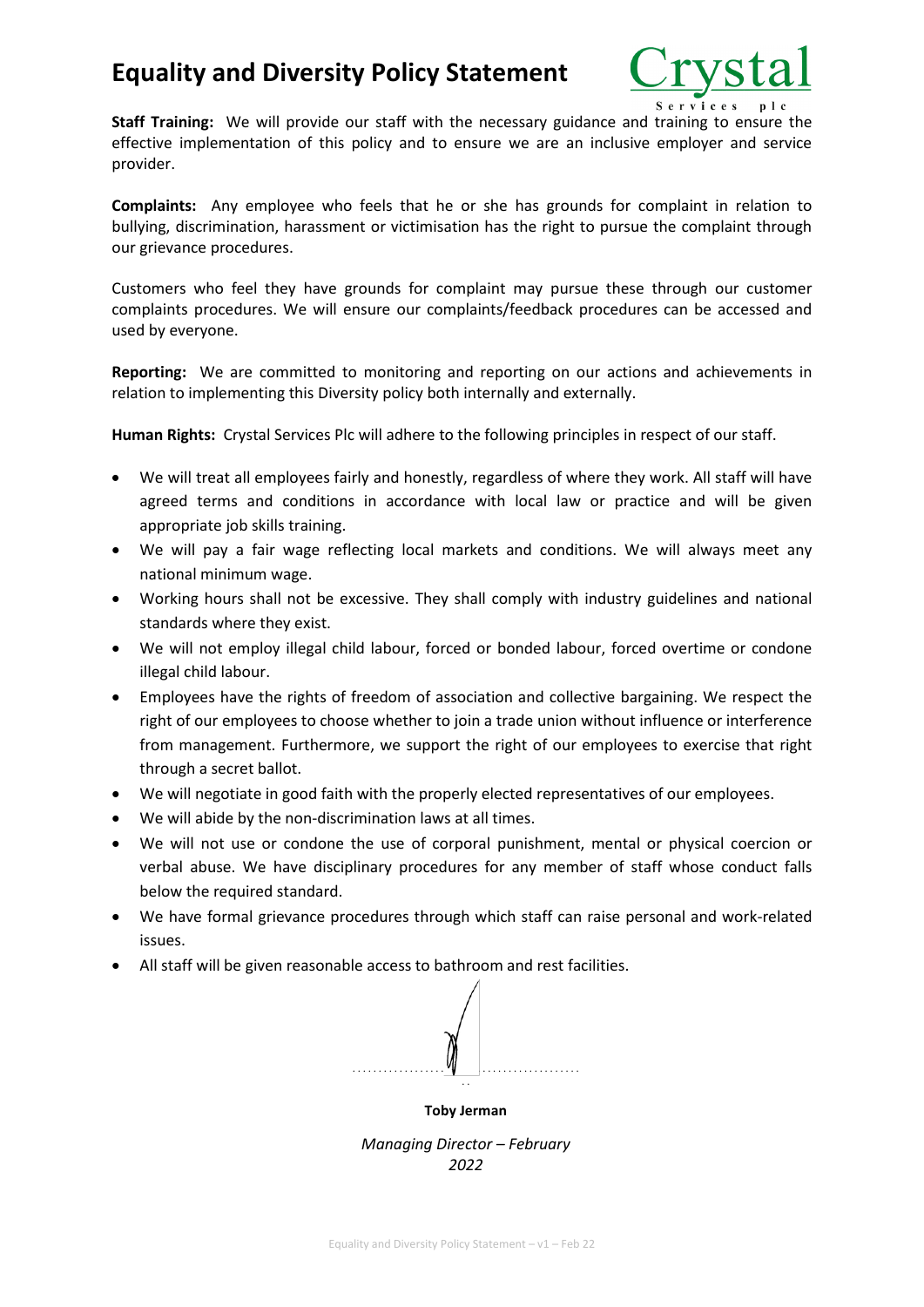# Equality and Diversity Policy Statement

**Staff Training:** We will provide our staff with the necessary guidance and training to ensure the effective implementation of this policy and to ensure we are an inclusive employer and service provider.

**Complaints:** Any employee who feels that he or she has grounds for complaint in relation to bullying, discrimination, harassment or victimisation has the right to pursue the complaint through our grievance procedures.

Customers who feel they have grounds for complaint may pursue these through our customer complaints procedures. We will ensure our complaints/feedback procedures can be accessed and used by everyone.

**Reporting:** We are committed to monitoring and reporting on our actions and achievements in relation to implementing this Diversity policy both internally and externally.

**Human Rights:** Crystal Services Plc will adhere to the following principles in respect of our staff.

- We will treat all employees fairly and honestly, regardless of where they work. All staff will have agreed terms and conditions in accordance with local law or practice and will be given appropriate job skills training.
- We will pay a fair wage reflecting local markets and conditions. We will always meet any national minimum wage.
- Working hours shall not be excessive. They shall comply with industry guidelines and national standards where they exist.
- We will not employ illegal child labour, forced or bonded labour, forced overtime or condone illegal child labour.
- Employees have the rights of freedom of association and collective bargaining. We respect the right of our employees to choose whether to join a trade union without influence or interference from management. Furthermore, we support the right of our employees to exercise that right through a secret ballot.
- We will negotiate in good faith with the properly elected representatives of our employees.
- We will abide by the non-discrimination laws at all times.
- We will not use or condone the use of corporal punishment, mental or physical coercion or verbal abuse. We have disciplinary procedures for any member of staff whose conduct falls below the required standard.
- We have formal grievance procedures through which staff can raise personal and work-related issues.
- All staff will be given reasonable access to bathroom and rest facilities.

**Toby Jerman**

*Managing Director – February 2022*